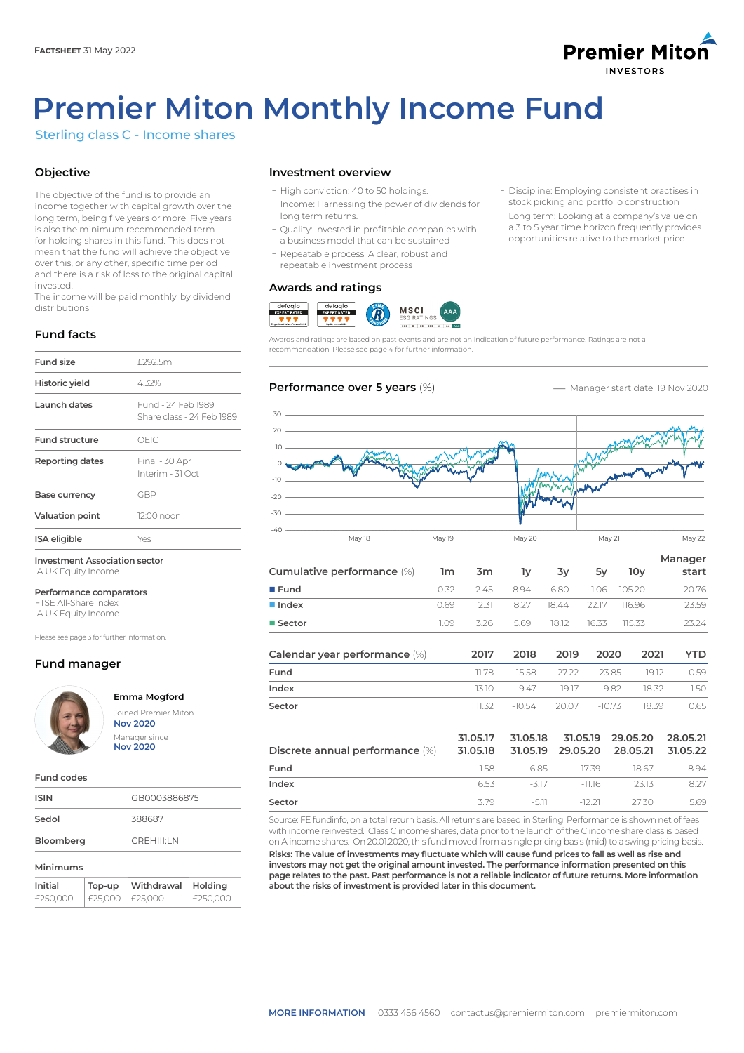**FACTSHEET** 31 May 2022

# Premier Miton Monthly Income Fund

Sterling class C - Income shares

## Objective

The objective of the fund is to provide an income together with capital growth over the long term, being five years or more. Five years is also the minimum recommended term for holding shares in this fund. This does not mean that the fund will achieve the objective over this, or any other, specific time period and there is a risk of loss to the original capital invested.
The income will be paid monthly, by dividend distributions.

## Fund facts

| | |
|---|---|
| Fund size | £292.5m |
| Historic yield | 4.32% |
| Launch dates | Fund - 24 Feb 1989<br>Share class - 24 Feb 1989 |
| Fund structure | OEIC |
| Reporting dates | Final - 30 Apr<br>Interim - 31 Oct |
| Base currency | GBP |
| Valuation point | 12:00 noon |
| ISA eligible | Yes |

**Investment Association sector**
IA UK Equity Income

**Performance comparators**
FTSE All-Share Index
IA UK Equity Income

Please see page 3 for further information.

## Fund manager

**Emma Mogford**
Joined Premier Miton
**Nov 2020**
Manager since
**Nov 2020**

### Fund codes

| | |
|---|---|
| ISIN | GB0003886875 |
| Sedol | 388687 |
| Bloomberg | CREHIII:LN |

### Minimums

| Initial | Top-up | Withdrawal | Holding |
|---|---|---|---|
| £250,000 | £25,000 | £25,000 | £250,000 |

## Investment overview

- High conviction: 40 to 50 holdings.
- Income: Harnessing the power of dividends for long term returns.
- Quality: Invested in profitable companies with a business model that can be sustained
- Repeatable process: A clear, robust and repeatable investment process
- Discipline: Employing consistent practises in stock picking and portfolio construction
- Long term: Looking at a company's value on a 3 to 5 year time horizon frequently provides opportunities relative to the market price.

## Awards and ratings

Awards and ratings are based on past events and are not an indication of future performance. Ratings are not a recommendation. Please see page 4 for further information.

## Performance over 5 years (%)

— Manager start date: 19 Nov 2020

## Cumulative performance (%)

| | 1m | 3m | 1y | 3y | 5y | 10y | Manager start |
|---|---|---|---|---|---|---|---|
| Fund | -0.32 | 2.45 | 8.94 | 6.80 | 1.06 | 105.20 | 20.76 |
| Index | 0.69 | 2.31 | 8.27 | 18.44 | 22.17 | 116.96 | 23.59 |
| Sector | 1.09 | 3.26 | 5.69 | 18.12 | 16.33 | 115.33 | 23.24 |

## Calendar year performance (%)

| | 2017 | 2018 | 2019 | 2020 | 2021 | YTD |
|---|---|---|---|---|---|---|
| Fund | 11.78 | -15.58 | 27.22 | -23.85 | 19.12 | 0.59 |
| Index | 13.10 | -9.47 | 19.17 | -9.82 | 18.32 | 1.50 |
| Sector | 11.32 | -10.54 | 20.07 | -10.73 | 18.39 | 0.65 |

## Discrete annual performance (%)

| | 31.05.17 31.05.18 | 31.05.18 31.05.19 | 31.05.19 29.05.20 | 29.05.20 28.05.21 | 28.05.21 31.05.22 |
|---|---|---|---|---|---|
| Fund | 1.58 | -6.85 | -17.39 | 18.67 | 8.94 |
| Index | 6.53 | -3.17 | -11.16 | 23.13 | 8.27 |
| Sector | 3.79 | -5.11 | -12.21 | 27.30 | 5.69 |

Source: FE fundinfo, on a total return basis. All returns are based in Sterling. Performance is shown net of fees with income reinvested. Class C income shares, data prior to the launch of the C income share class is based on A income shares. On 20.01.2020, this fund moved from a single pricing basis (mid) to a swing pricing basis.
**Risks: The value of investments may fluctuate which will cause fund prices to fall as well as rise and investors may not get the original amount invested. The performance information presented on this page relates to the past. Past performance is not a reliable indicator of future returns. More information about the risks of investment is provided later in this document.**

**MORE INFORMATION** 0333 456 4560 contactus@premiermiton.com premiermiton.com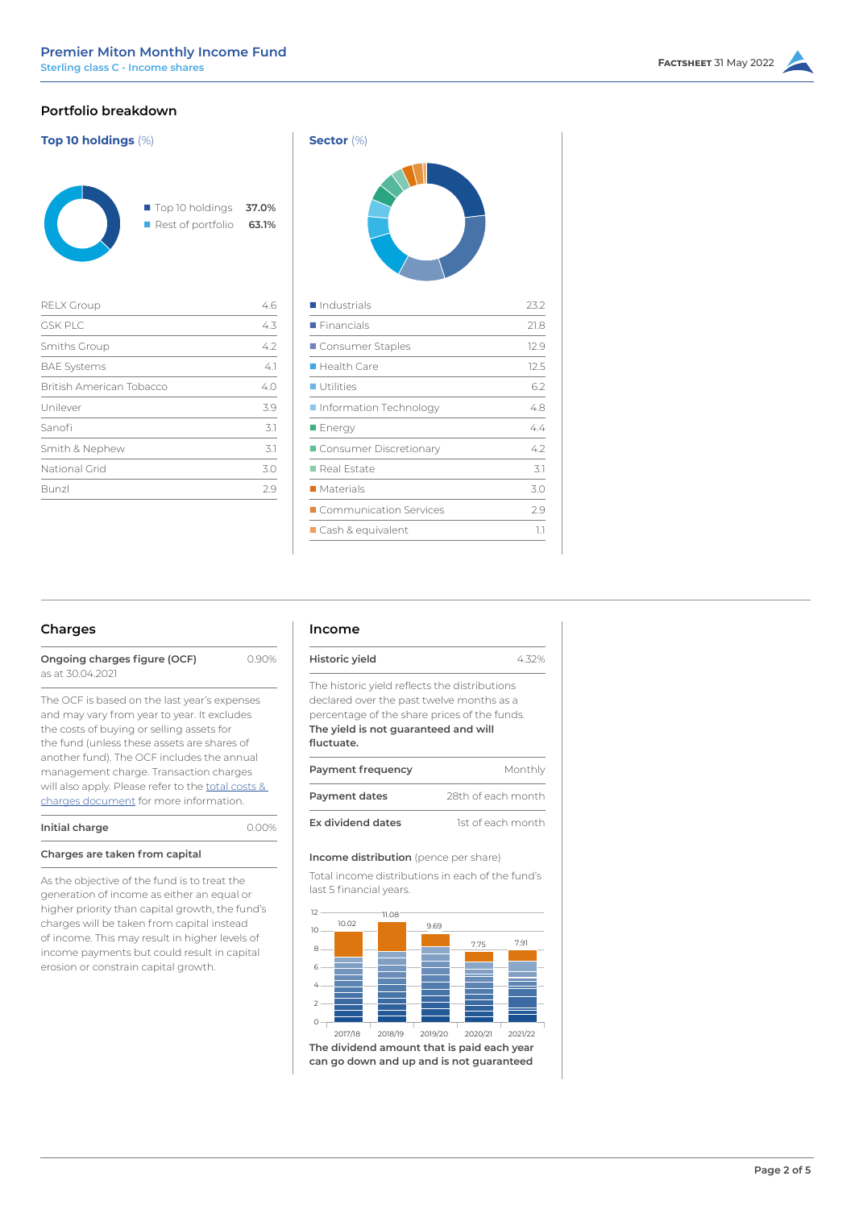## Portfolio breakdown

### Top 10 holdings (%)

| | |
|---|---|
| Top 10 holdings | 37.0% |
| Rest of portfolio | 63.1% |

| Holding | % |
|---|---|
| RELX Group | 4.6 |
| GSK PLC | 4.3 |
| Smiths Group | 4.2 |
| BAE Systems | 4.1 |
| British American Tobacco | 4.0 |
| Unilever | 3.9 |
| Sanofi | 3.1 |
| Smith & Nephew | 3.1 |
| National Grid | 3.0 |
| Bunzl | 2.9 |

### Sector (%)

| Sector | % |
|---|---|
| Industrials | 23.2 |
| Financials | 21.8 |
| Consumer Staples | 12.9 |
| Health Care | 12.5 |
| Utilities | 6.2 |
| Information Technology | 4.8 |
| Energy | 4.4 |
| Consumer Discretionary | 4.2 |
| Real Estate | 3.1 |
| Materials | 3.0 |
| Communication Services | 2.9 |
| Cash & equivalent | 1.1 |

## Charges

| | |
|---|---|
| **Ongoing charges figure (OCF)** as at 30.04.2021 | 0.90% |

The OCF is based on the last year's expenses and may vary from year to year. It excludes the costs of buying or selling assets for the fund (unless these assets are shares of another fund). The OCF includes the annual management charge. Transaction charges will also apply. Please refer to the total costs & charges document for more information.

| | |
|---|---|
| **Initial charge** | 0.00% |

**Charges are taken from capital**

As the objective of the fund is to treat the generation of income as either an equal or higher priority than capital growth, the fund's charges will be taken from capital instead of income. This may result in higher levels of income payments but could result in capital erosion or constrain capital growth.

## Income

| | |
|---|---|
| **Historic yield** | 4.32% |

The historic yield reflects the distributions declared over the past twelve months as a percentage of the share prices of the funds. **The yield is not guaranteed and will fluctuate.**

| | |
|---|---|
| **Payment frequency** | Monthly |
| **Payment dates** | 28th of each month |
| **Ex dividend dates** | 1st of each month |

**Income distribution** (pence per share)

Total income distributions in each of the fund's last 5 financial years.

| Year | Distribution |
|---|---|
| 2017/18 | 10.02 |
| 2018/19 | 11.08 |
| 2019/20 | 9.69 |
| 2020/21 | 7.75 |
| 2021/22 | 7.91 |

**The dividend amount that is paid each year can go down and up and is not guaranteed**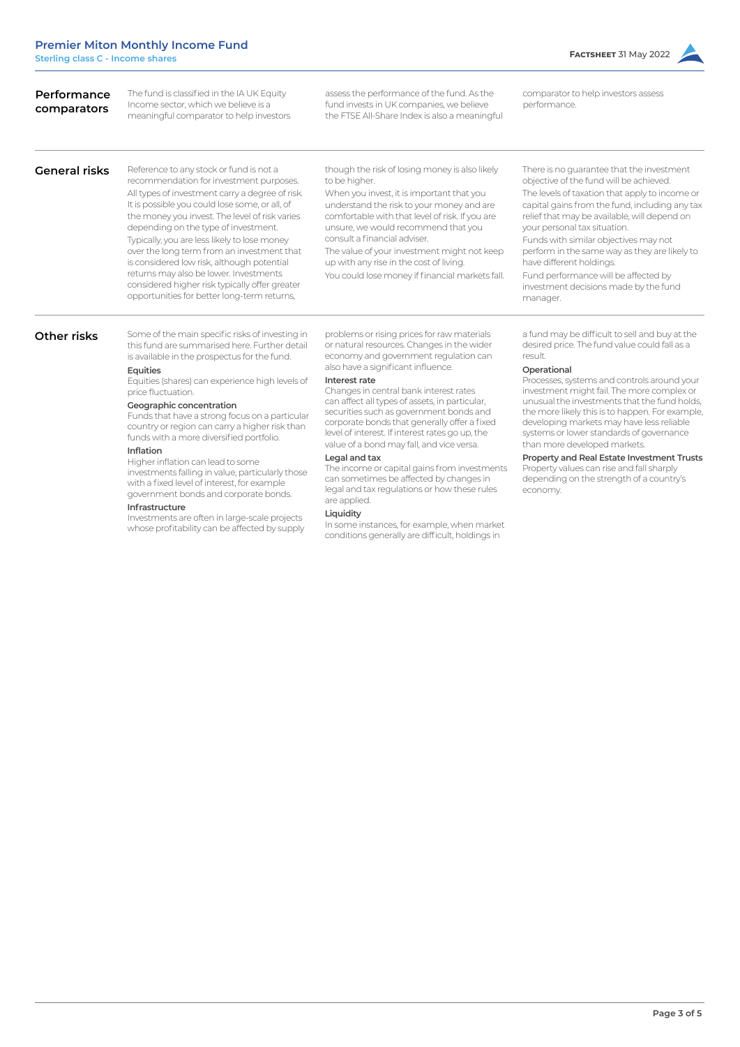## Performance comparators

The fund is classified in the IA UK Equity Income sector, which we believe is a meaningful comparator to help investors assess the performance of the fund. As the fund invests in UK companies, we believe the FTSE All-Share Index is also a meaningful comparator to help investors assess performance.

## General risks

Reference to any stock or fund is not a recommendation for investment purposes.

All types of investment carry a degree of risk. It is possible you could lose some, or all, of the money you invest. The level of risk varies depending on the type of investment.

Typically, you are less likely to lose money over the long term from an investment that is considered low risk, although potential returns may also be lower. Investments considered higher risk typically offer greater opportunities for better long-term returns, though the risk of losing money is also likely to be higher.

When you invest, it is important that you understand the risk to your money and are comfortable with that level of risk. If you are unsure, we would recommend that you consult a financial adviser.

The value of your investment might not keep up with any rise in the cost of living.

You could lose money if financial markets fall.

There is no guarantee that the investment objective of the fund will be achieved.

The levels of taxation that apply to income or capital gains from the fund, including any tax relief that may be available, will depend on your personal tax situation.

Funds with similar objectives may not perform in the same way as they are likely to have different holdings.

Fund performance will be affected by investment decisions made by the fund manager.

## Other risks

Some of the main specific risks of investing in this fund are summarised here. Further detail is available in the prospectus for the fund.

**Equities**
Equities (shares) can experience high levels of price fluctuation.

**Geographic concentration**
Funds that have a strong focus on a particular country or region can carry a higher risk than funds with a more diversified portfolio.

**Inflation**
Higher inflation can lead to some investments falling in value, particularly those with a fixed level of interest, for example government bonds and corporate bonds.

**Infrastructure**
Investments are often in large-scale projects whose profitability can be affected by supply problems or rising prices for raw materials or natural resources. Changes in the wider economy and government regulation can also have a significant influence.

**Interest rate**
Changes in central bank interest rates can affect all types of assets, in particular, securities such as government bonds and corporate bonds that generally offer a fixed level of interest. If interest rates go up, the value of a bond may fall, and vice versa.

**Legal and tax**
The income or capital gains from investments can sometimes be affected by changes in legal and tax regulations or how these rules are applied.

**Liquidity**
In some instances, for example, when market conditions generally are difficult, holdings in a fund may be difficult to sell and buy at the desired price. The fund value could fall as a result.

**Operational**
Processes, systems and controls around your investment might fail. The more complex or unusual the investments that the fund holds, the more likely this is to happen. For example, developing markets may have less reliable systems or lower standards of governance than more developed markets.

**Property and Real Estate Investment Trusts**
Property values can rise and fall sharply depending on the strength of a country's economy.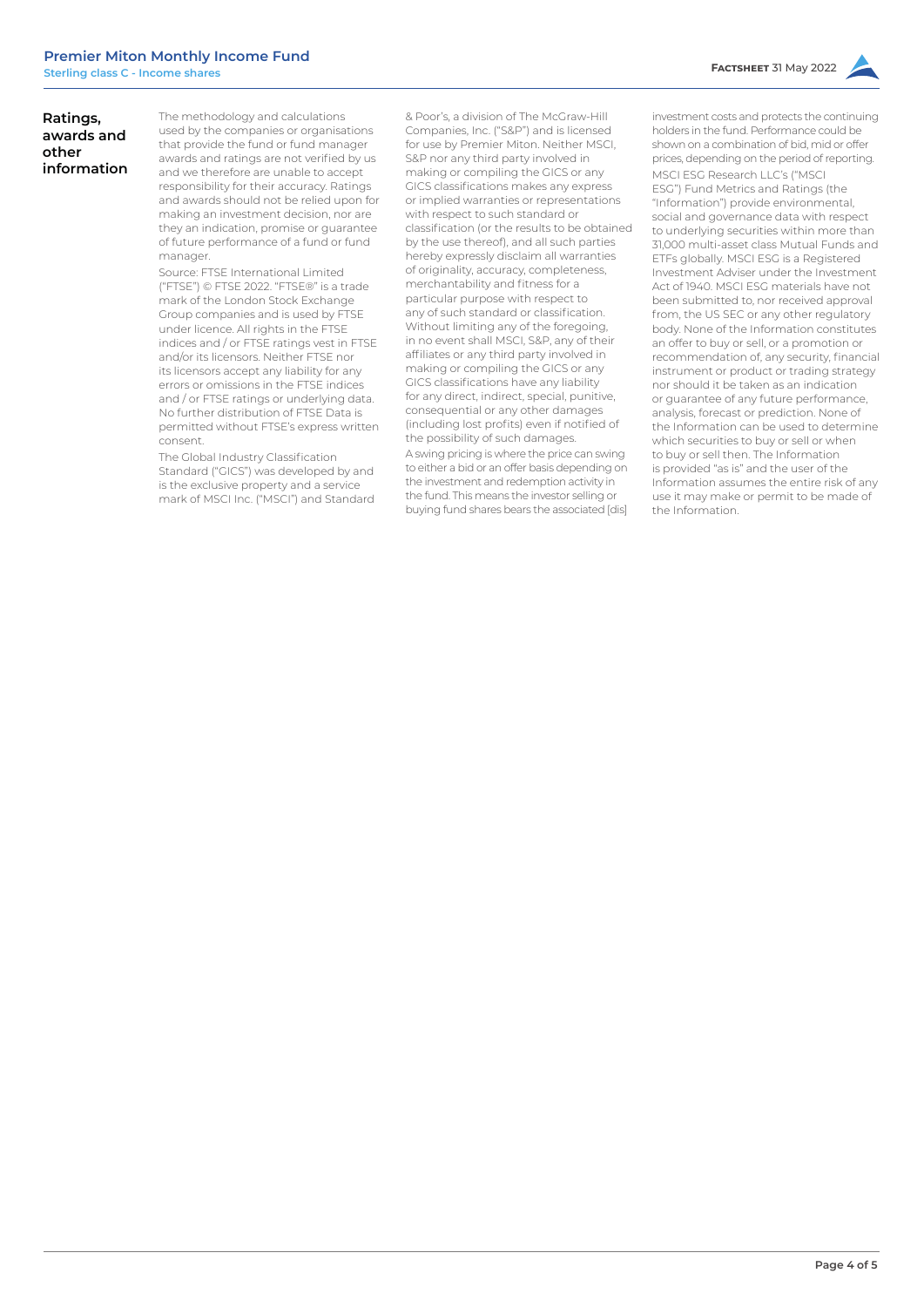## Ratings, awards and other information

The methodology and calculations used by the companies or organisations that provide the fund or fund manager awards and ratings are not verified by us and we therefore are unable to accept responsibility for their accuracy. Ratings and awards should not be relied upon for making an investment decision, nor are they an indication, promise or guarantee of future performance of a fund or fund manager.

Source: FTSE International Limited ("FTSE") © FTSE 2022. "FTSE®" is a trade mark of the London Stock Exchange Group companies and is used by FTSE under licence. All rights in the FTSE indices and / or FTSE ratings vest in FTSE and/or its licensors. Neither FTSE nor its licensors accept any liability for any errors or omissions in the FTSE indices and / or FTSE ratings or underlying data. No further distribution of FTSE Data is permitted without FTSE's express written consent.

The Global Industry Classification Standard ("GICS") was developed by and is the exclusive property and a service mark of MSCI Inc. ("MSCI") and Standard & Poor's, a division of The McGraw-Hill Companies, Inc. ("S&P") and is licensed for use by Premier Miton. Neither MSCI, S&P nor any third party involved in making or compiling the GICS or any GICS classifications makes any express or implied warranties or representations with respect to such standard or classification (or the results to be obtained by the use thereof), and all such parties hereby expressly disclaim all warranties of originality, accuracy, completeness, merchantability and fitness for a particular purpose with respect to any of such standard or classification. Without limiting any of the foregoing, in no event shall MSCI, S&P, any of their affiliates or any third party involved in making or compiling the GICS or any GICS classifications have any liability for any direct, indirect, special, punitive, consequential or any other damages (including lost profits) even if notified of the possibility of such damages.

A swing pricing is where the price can swing to either a bid or an offer basis depending on the investment and redemption activity in the fund. This means the investor selling or buying fund shares bears the associated [dis] investment costs and protects the continuing holders in the fund. Performance could be shown on a combination of bid, mid or offer prices, depending on the period of reporting.

MSCI ESG Research LLC's ("MSCI ESG") Fund Metrics and Ratings (the "Information") provide environmental, social and governance data with respect to underlying securities within more than 31,000 multi-asset class Mutual Funds and ETFs globally. MSCI ESG is a Registered Investment Adviser under the Investment Act of 1940. MSCI ESG materials have not been submitted to, nor received approval from, the US SEC or any other regulatory body. None of the Information constitutes an offer to buy or sell, or a promotion or recommendation of, any security, financial instrument or product or trading strategy nor should it be taken as an indication or guarantee of any future performance, analysis, forecast or prediction. None of the Information can be used to determine which securities to buy or sell or when to buy or sell then. The Information is provided "as is" and the user of the Information assumes the entire risk of any use it may make or permit to be made of the Information.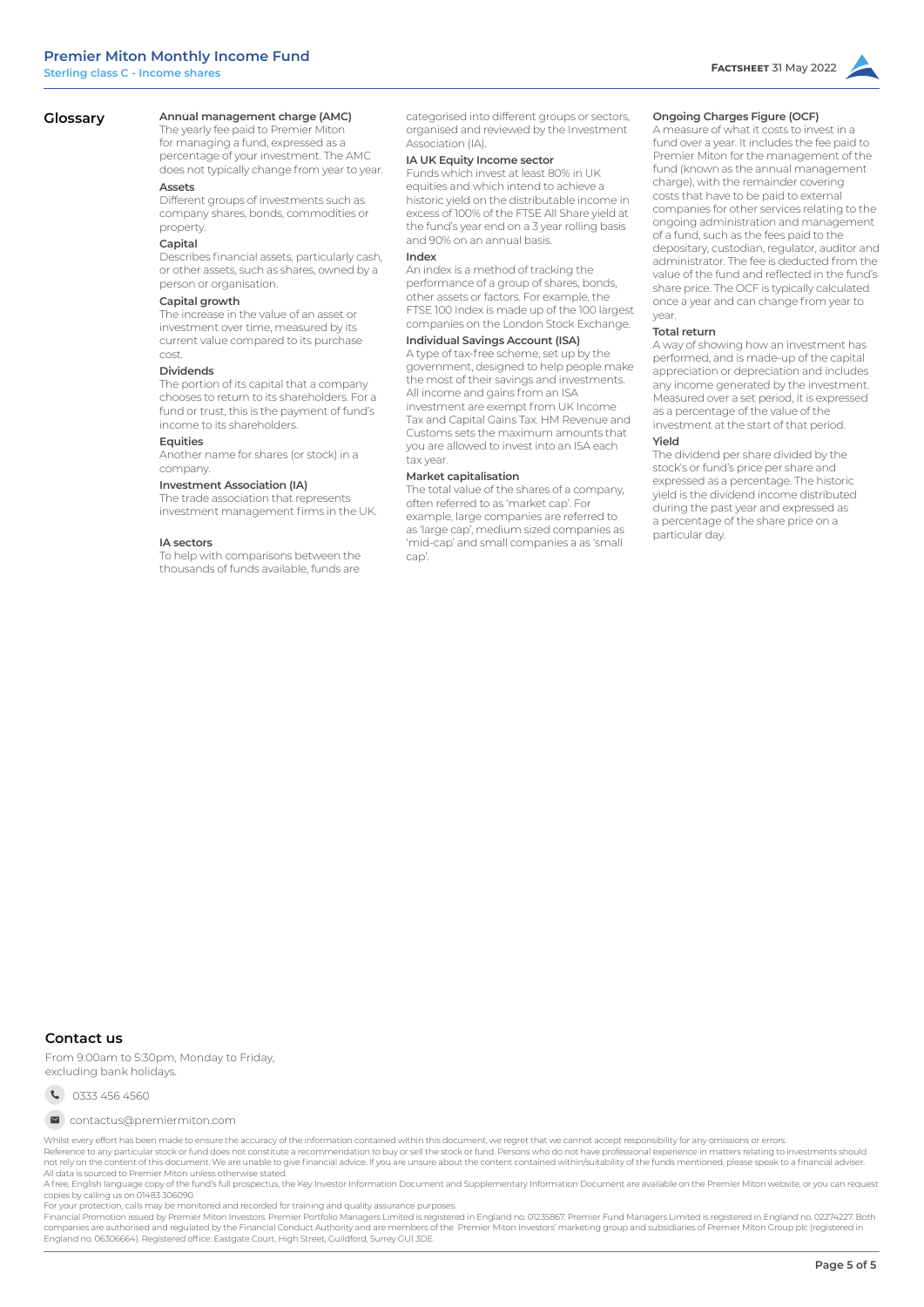## Glossary

**Annual management charge (AMC)**
The yearly fee paid to Premier Miton for managing a fund, expressed as a percentage of your investment. The AMC does not typically change from year to year.

**Assets**
Different groups of investments such as company shares, bonds, commodities or property.

**Capital**
Describes financial assets, particularly cash, or other assets, such as shares, owned by a person or organisation.

**Capital growth**
The increase in the value of an asset or investment over time, measured by its current value compared to its purchase cost.

**Dividends**
The portion of its capital that a company chooses to return to its shareholders. For a fund or trust, this is the payment of fund's income to its shareholders.

**Equities**
Another name for shares (or stock) in a company.

**Investment Association (IA)**
The trade association that represents investment management firms in the UK.

**IA sectors**
To help with comparisons between the thousands of funds available, funds are categorised into different groups or sectors, organised and reviewed by the Investment Association (IA).

**IA UK Equity Income sector**
Funds which invest at least 80% in UK equities and which intend to achieve a historic yield on the distributable income in excess of 100% of the FTSE All Share yield at the fund's year end on a 3 year rolling basis and 90% on an annual basis.

**Index**
An index is a method of tracking the performance of a group of shares, bonds, other assets or factors. For example, the FTSE 100 Index is made up of the 100 largest companies on the London Stock Exchange.

**Individual Savings Account (ISA)**
A type of tax-free scheme, set up by the government, designed to help people make the most of their savings and investments. All income and gains from an ISA investment are exempt from UK Income Tax and Capital Gains Tax. HM Revenue and Customs sets the maximum amounts that you are allowed to invest into an ISA each tax year.

**Market capitalisation**
The total value of the shares of a company, often referred to as 'market cap'. For example, large companies are referred to as 'large cap', medium sized companies as 'mid-cap' and small companies a as 'small cap'.

**Ongoing Charges Figure (OCF)**
A measure of what it costs to invest in a fund over a year. It includes the fee paid to Premier Miton for the management of the fund (known as the annual management charge), with the remainder covering costs that have to be paid to external companies for other services relating to the ongoing administration and management of a fund, such as the fees paid to the depositary, custodian, regulator, auditor and administrator. The fee is deducted from the value of the fund and reflected in the fund's share price. The OCF is typically calculated once a year and can change from year to year.

**Total return**
A way of showing how an investment has performed, and is made-up of the capital appreciation or depreciation and includes any income generated by the investment. Measured over a set period, it is expressed as a percentage of the value of the investment at the start of that period.

**Yield**
The dividend per share divided by the stock's or fund's price per share and expressed as a percentage. The historic yield is the dividend income distributed during the past year and expressed as a percentage of the share price on a particular day.

## Contact us

From 9:00am to 5:30pm, Monday to Friday, excluding bank holidays.

0333 456 4560

contactus@premiermiton.com

Whilst every effort has been made to ensure the accuracy of the information contained within this document, we regret that we cannot accept responsibility for any omissions or errors.
Reference to any particular stock or fund does not constitute a recommendation to buy or sell the stock or fund. Persons who do not have professional experience in matters relating to investments should not rely on the content of this document. We are unable to give financial advice. If you are unsure about the content contained within/suitability of the funds mentioned, please speak to a financial adviser.
All data is sourced to Premier Miton unless otherwise stated.
A free, English language copy of the fund's full prospectus, the Key Investor Information Document and Supplementary Information Document are available on the Premier Miton website, or you can request copies by calling us on 01483 306090.
For your protection, calls may be monitored and recorded for training and quality assurance purposes.
Financial Promotion issued by Premier Miton Investors. Premier Portfolio Managers Limited is registered in England no. 01235867. Premier Fund Managers Limited is registered in England no. 02274227. Both companies are authorised and regulated by the Financial Conduct Authority and are members of the Premier Miton Investors' marketing group and subsidiaries of Premier Miton Group plc (registered in England no. 06306664). Registered office: Eastgate Court, High Street, Guildford, Surrey GU1 3DE.